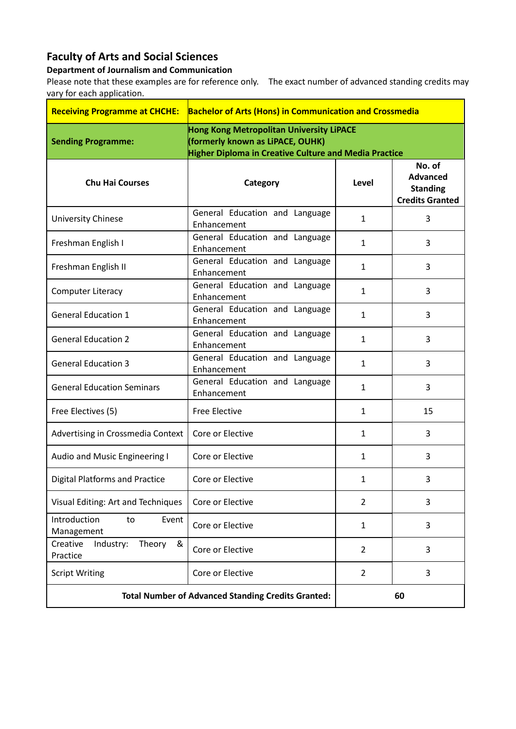# Faculty of Arts and Social Sciences

**Department of Journalism and Communication**

Please note that these examples are for reference only. The exact number of advanced standing credits may vary for each application.

| **Receiving Programme at CHCHE:** | **Bachelor of Arts (Hons) in Communication and Crossmedia** | | |
|---|---|---|---|
| **Sending Programme:** | **Hong Kong Metropolitan University LiPACE (formerly known as LiPACE, OUHK) Higher Diploma in Creative Culture and Media Practice** | | |
| **Chu Hai Courses** | **Category** | **Level** | **No. of Advanced Standing Credits Granted** |
| University Chinese | General Education and Language Enhancement | 1 | 3 |
| Freshman English I | General Education and Language Enhancement | 1 | 3 |
| Freshman English II | General Education and Language Enhancement | 1 | 3 |
| Computer Literacy | General Education and Language Enhancement | 1 | 3 |
| General Education 1 | General Education and Language Enhancement | 1 | 3 |
| General Education 2 | General Education and Language Enhancement | 1 | 3 |
| General Education 3 | General Education and Language Enhancement | 1 | 3 |
| General Education Seminars | General Education and Language Enhancement | 1 | 3 |
| Free Electives (5) | Free Elective | 1 | 15 |
| Advertising in Crossmedia Context | Core or Elective | 1 | 3 |
| Audio and Music Engineering I | Core or Elective | 1 | 3 |
| Digital Platforms and Practice | Core or Elective | 1 | 3 |
| Visual Editing: Art and Techniques | Core or Elective | 2 | 3 |
| Introduction to Event Management | Core or Elective | 1 | 3 |
| Creative Industry: Theory & Practice | Core or Elective | 2 | 3 |
| Script Writing | Core or Elective | 2 | 3 |
| **Total Number of Advanced Standing Credits Granted:** | | **60** | |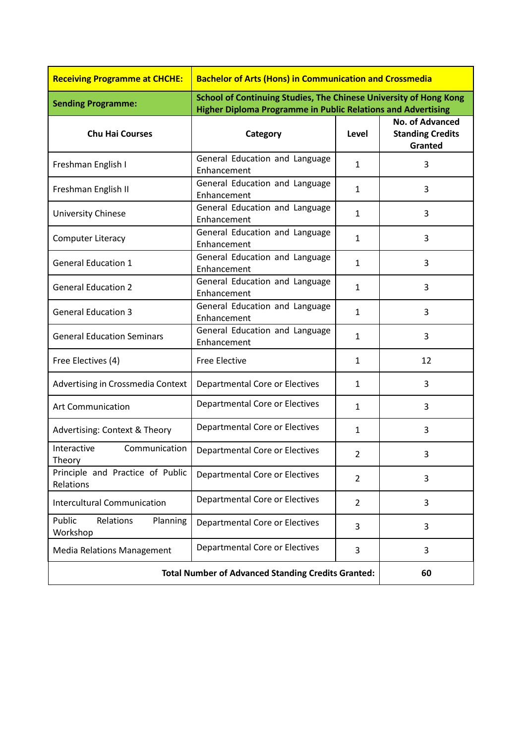| **Receiving Programme at CHCHE:** | **Bachelor of Arts (Hons) in Communication and Crossmedia** | | |
|---|---|---|---|
| **Sending Programme:** | **School of Continuing Studies, The Chinese University of Hong Kong Higher Diploma Programme in Public Relations and Advertising** | | |
| **Chu Hai Courses** | **Category** | **Level** | **No. of Advanced Standing Credits Granted** |
| Freshman English I | General Education and Language Enhancement | 1 | 3 |
| Freshman English II | General Education and Language Enhancement | 1 | 3 |
| University Chinese | General Education and Language Enhancement | 1 | 3 |
| Computer Literacy | General Education and Language Enhancement | 1 | 3 |
| General Education 1 | General Education and Language Enhancement | 1 | 3 |
| General Education 2 | General Education and Language Enhancement | 1 | 3 |
| General Education 3 | General Education and Language Enhancement | 1 | 3 |
| General Education Seminars | General Education and Language Enhancement | 1 | 3 |
| Free Electives (4) | Free Elective | 1 | 12 |
| Advertising in Crossmedia Context | Departmental Core or Electives | 1 | 3 |
| Art Communication | Departmental Core or Electives | 1 | 3 |
| Advertising: Context & Theory | Departmental Core or Electives | 1 | 3 |
| Interactive Communication Theory | Departmental Core or Electives | 2 | 3 |
| Principle and Practice of Public Relations | Departmental Core or Electives | 2 | 3 |
| Intercultural Communication | Departmental Core or Electives | 2 | 3 |
| Public Relations Planning Workshop | Departmental Core or Electives | 3 | 3 |
| Media Relations Management | Departmental Core or Electives | 3 | 3 |
| **Total Number of Advanced Standing Credits Granted:** | | | **60** |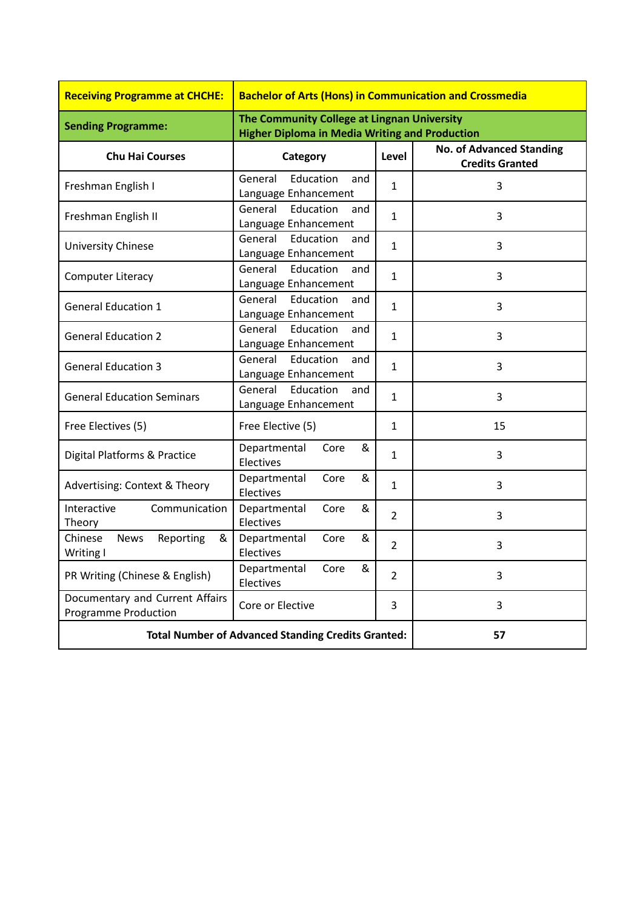| **Receiving Programme at CHCHE:** | **Bachelor of Arts (Hons) in Communication and Crossmedia** | | |
|---|---|---|---|
| **Sending Programme:** | **The Community College at Lingnan University Higher Diploma in Media Writing and Production** | | |
| **Chu Hai Courses** | **Category** | **Level** | **No. of Advanced Standing Credits Granted** |
| Freshman English I | General Education and Language Enhancement | 1 | 3 |
| Freshman English II | General Education and Language Enhancement | 1 | 3 |
| University Chinese | General Education and Language Enhancement | 1 | 3 |
| Computer Literacy | General Education and Language Enhancement | 1 | 3 |
| General Education 1 | General Education and Language Enhancement | 1 | 3 |
| General Education 2 | General Education and Language Enhancement | 1 | 3 |
| General Education 3 | General Education and Language Enhancement | 1 | 3 |
| General Education Seminars | General Education and Language Enhancement | 1 | 3 |
| Free Electives (5) | Free Elective (5) | 1 | 15 |
| Digital Platforms & Practice | Departmental Core & Electives | 1 | 3 |
| Advertising: Context & Theory | Departmental Core & Electives | 1 | 3 |
| Interactive Communication Theory | Departmental Core & Electives | 2 | 3 |
| Chinese News Reporting & Writing I | Departmental Core & Electives | 2 | 3 |
| PR Writing (Chinese & English) | Departmental Core & Electives | 2 | 3 |
| Documentary and Current Affairs Programme Production | Core or Elective | 3 | 3 |
| **Total Number of Advanced Standing Credits Granted:** | | | **57** |